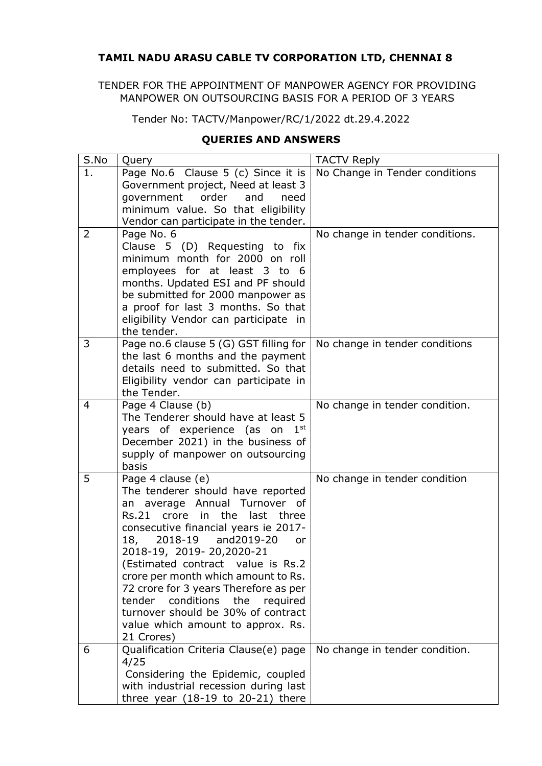**TAMIL NADU ARASU CABLE TV CORPORATION LTD, CHENNAI 8**

TENDER FOR THE APPOINTMENT OF MANPOWER AGENCY FOR PROVIDING MANPOWER ON OUTSOURCING BASIS FOR A PERIOD OF 3 YEARS

Tender No: TACTV/Manpower/RC/1/2022 dt.29.4.2022

**QUERIES AND ANSWERS**

| S.No | Query | TACTV Reply |
|---|---|---|
| 1. | Page No.6 Clause 5 (c) Since it is Government project, Need at least 3 government order and need minimum value. So that eligibility Vendor can participate in the tender. | No Change in Tender conditions |
| 2 | Page No. 6<br>Clause 5 (D) Requesting to fix minimum month for 2000 on roll employees for at least 3 to 6 months. Updated ESI and PF should be submitted for 2000 manpower as a proof for last 3 months. So that eligibility Vendor can participate in the tender. | No change in tender conditions. |
| 3 | Page no.6 clause 5 (G) GST filling for the last 6 months and the payment details need to submitted. So that Eligibility vendor can participate in the Tender. | No change in tender conditions |
| 4 | Page 4 Clause (b)<br>The Tenderer should have at least 5 years of experience (as on 1st December 2021) in the business of supply of manpower on outsourcing basis | No change in tender condition. |
| 5 | Page 4 clause (e)<br>The tenderer should have reported an average Annual Turnover of Rs.21 crore in the last three consecutive financial years ie 2017-18, 2018-19 and2019-20 or 2018-19, 2019- 20,2020-21<br>(Estimated contract value is Rs.2 crore per month which amount to Rs. 72 crore for 3 years Therefore as per tender conditions the required turnover should be 30% of contract value which amount to approx. Rs. 21 Crores) | No change in tender condition |
| 6 | Qualification Criteria Clause(e) page 4/25<br>Considering the Epidemic, coupled with industrial recession during last three year (18-19 to 20-21) there | No change in tender condition. |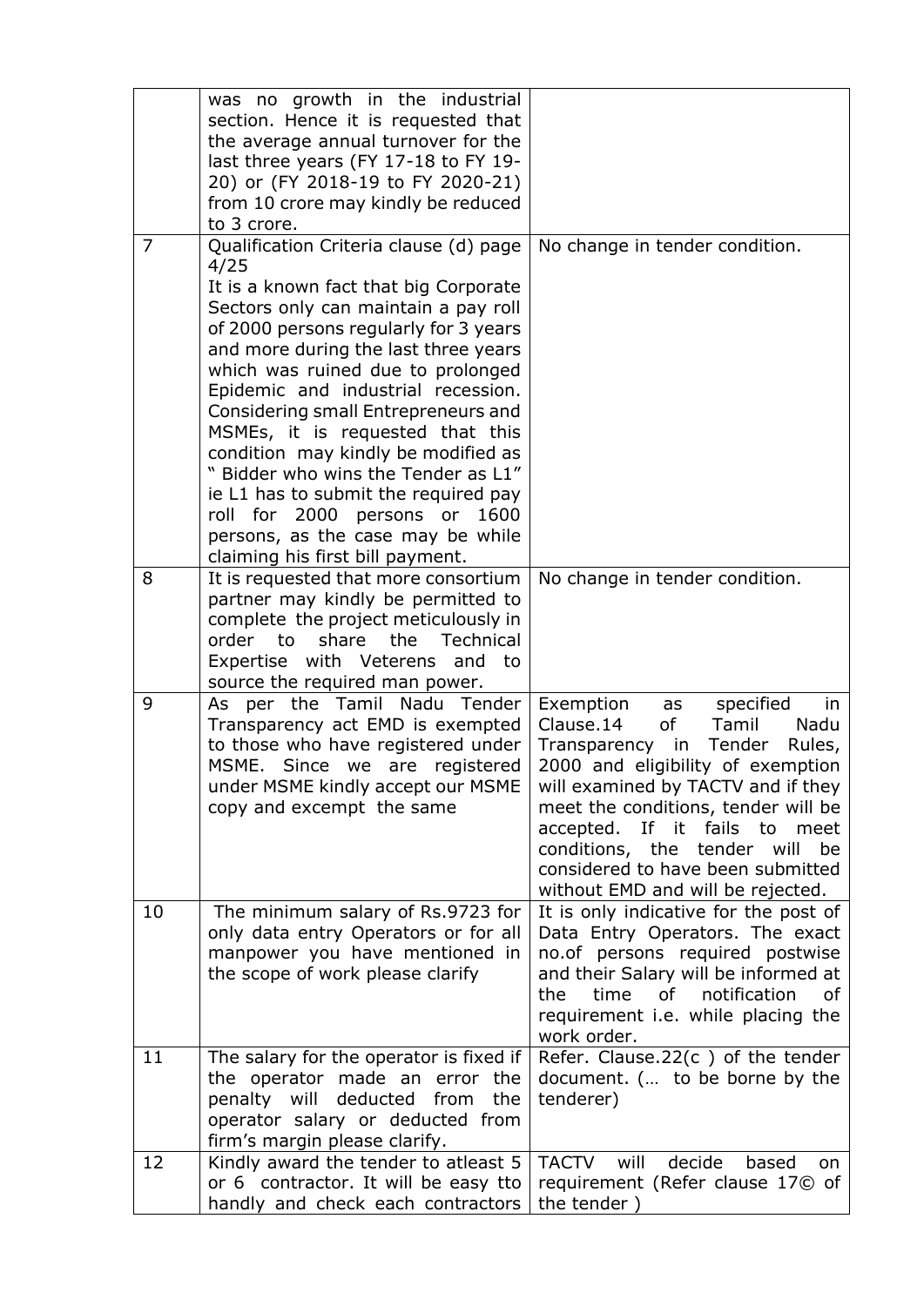| | | |
|---|---|---|
| | was no growth in the industrial section. Hence it is requested that the average annual turnover for the last three years (FY 17-18 to FY 19-20) or (FY 2018-19 to FY 2020-21) from 10 crore may kindly be reduced to 3 crore. | |
| 7 | Qualification Criteria clause (d) page 4/25<br>It is a known fact that big Corporate Sectors only can maintain a pay roll of 2000 persons regularly for 3 years and more during the last three years which was ruined due to prolonged Epidemic and industrial recession. Considering small Entrepreneurs and MSMEs, it is requested that this condition may kindly be modified as " Bidder who wins the Tender as L1" ie L1 has to submit the required pay roll for 2000 persons or 1600 persons, as the case may be while claiming his first bill payment. | No change in tender condition. |
| 8 | It is requested that more consortium partner may kindly be permitted to complete the project meticulously in order to share the Technical Expertise with Veterens and to source the required man power. | No change in tender condition. |
| 9 | As per the Tamil Nadu Tender Transparency act EMD is exempted to those who have registered under MSME. Since we are registered under MSME kindly accept our MSME copy and excempt the same | Exemption as specified in Clause.14 of Tamil Nadu Transparency in Tender Rules, 2000 and eligibility of exemption will examined by TACTV and if they meet the conditions, tender will be accepted. If it fails to meet conditions, the tender will be considered to have been submitted without EMD and will be rejected. |
| 10 | The minimum salary of Rs.9723 for only data entry Operators or for all manpower you have mentioned in the scope of work please clarify | It is only indicative for the post of Data Entry Operators. The exact no.of persons required postwise and their Salary will be informed at the time of notification of requirement i.e. while placing the work order. |
| 11 | The salary for the operator is fixed if the operator made an error the penalty will deducted from the operator salary or deducted from firm's margin please clarify. | Refer. Clause.22(c ) of the tender document. (… to be borne by the tenderer) |
| 12 | Kindly award the tender to atleast 5 or 6 contractor. It will be easy tto handly and check each contractors | TACTV will decide based on requirement (Refer clause 17© of the tender ) |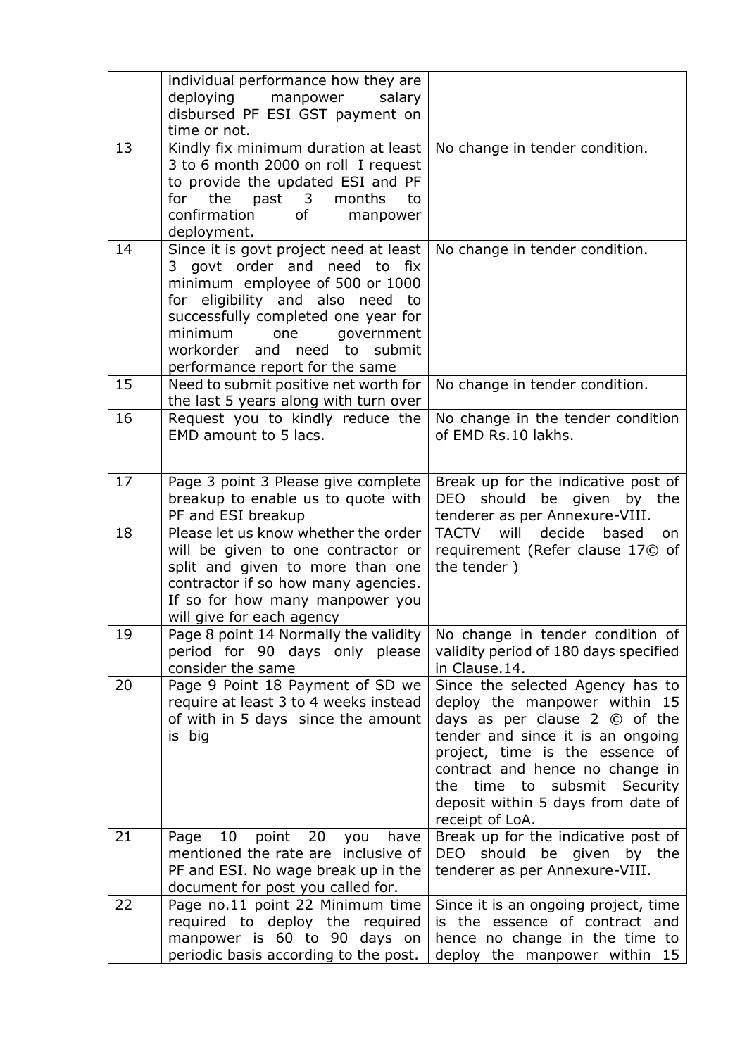| | | |
|---|---|---|
| | individual performance how they are deploying manpower salary disbursed PF ESI GST payment on time or not. | |
| 13 | Kindly fix minimum duration at least 3 to 6 month 2000 on roll I request to provide the updated ESI and PF for the past 3 months to confirmation of manpower deployment. | No change in tender condition. |
| 14 | Since it is govt project need at least 3 govt order and need to fix minimum employee of 500 or 1000 for eligibility and also need to successfully completed one year for minimum one government workorder and need to submit performance report for the same | No change in tender condition. |
| 15 | Need to submit positive net worth for the last 5 years along with turn over | No change in tender condition. |
| 16 | Request you to kindly reduce the EMD amount to 5 lacs. | No change in the tender condition of EMD Rs.10 lakhs. |
| 17 | Page 3 point 3 Please give complete breakup to enable us to quote with PF and ESI breakup | Break up for the indicative post of DEO should be given by the tenderer as per Annexure-VIII. |
| 18 | Please let us know whether the order will be given to one contractor or split and given to more than one contractor if so how many agencies. If so for how many manpower you will give for each agency | TACTV will decide based on requirement (Refer clause 17© of the tender ) |
| 19 | Page 8 point 14 Normally the validity period for 90 days only please consider the same | No change in tender condition of validity period of 180 days specified in Clause.14. |
| 20 | Page 9 Point 18 Payment of SD we require at least 3 to 4 weeks instead of with in 5 days since the amount is big | Since the selected Agency has to deploy the manpower within 15 days as per clause 2 © of the tender and since it is an ongoing project, time is the essence of contract and hence no change in the time to submit Security deposit within 5 days from date of receipt of LoA. |
| 21 | Page 10 point 20 you have mentioned the rate are inclusive of PF and ESI. No wage break up in the document for post you called for. | Break up for the indicative post of DEO should be given by the tenderer as per Annexure-VIII. |
| 22 | Page no.11 point 22 Minimum time required to deploy the required manpower is 60 to 90 days on periodic basis according to the post. | Since it is an ongoing project, time is the essence of contract and hence no change in the time to deploy the manpower within 15 |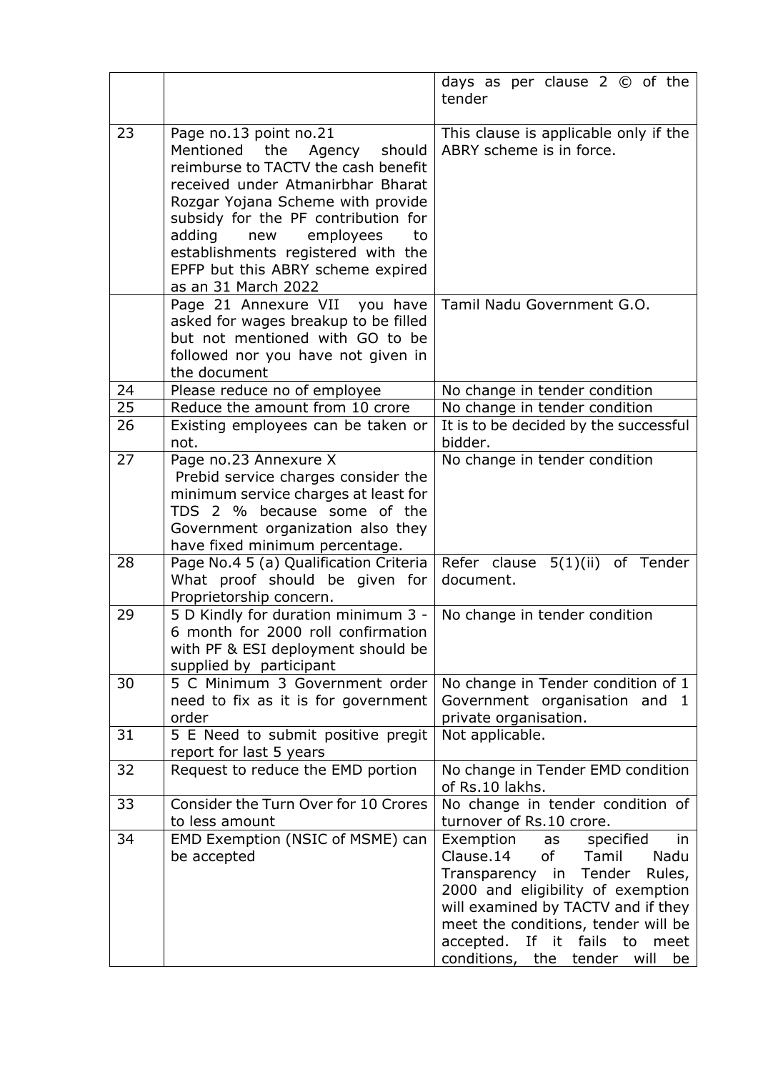| | | |
|---|---|---|
| | | days as per clause 2 © of the tender |
| 23 | Page no.13 point no.21<br>Mentioned the Agency should reimburse to TACTV the cash benefit received under Atmanirbhar Bharat Rozgar Yojana Scheme with provide subsidy for the PF contribution for adding new employees to establishments registered with the EPFP but this ABRY scheme expired as an 31 March 2022 | This clause is applicable only if the ABRY scheme is in force. |
| | Page 21 Annexure VII you have asked for wages breakup to be filled but not mentioned with GO to be followed nor you have not given in the document | Tamil Nadu Government G.O. |
| 24 | Please reduce no of employee | No change in tender condition |
| 25 | Reduce the amount from 10 crore | No change in tender condition |
| 26 | Existing employees can be taken or not. | It is to be decided by the successful bidder. |
| 27 | Page no.23 Annexure X<br>Prebid service charges consider the minimum service charges at least for TDS 2 % because some of the Government organization also they have fixed minimum percentage. | No change in tender condition |
| 28 | Page No.4 5 (a) Qualification Criteria What proof should be given for Proprietorship concern. | Refer clause 5(1)(ii) of Tender document. |
| 29 | 5 D Kindly for duration minimum 3 - 6 month for 2000 roll confirmation with PF & ESI deployment should be supplied by participant | No change in tender condition |
| 30 | 5 C Minimum 3 Government order need to fix as it is for government order | No change in Tender condition of 1 Government organisation and 1 private organisation. |
| 31 | 5 E Need to submit positive pregit report for last 5 years | Not applicable. |
| 32 | Request to reduce the EMD portion | No change in Tender EMD condition of Rs.10 lakhs. |
| 33 | Consider the Turn Over for 10 Crores to less amount | No change in tender condition of turnover of Rs.10 crore. |
| 34 | EMD Exemption (NSIC of MSME) can be accepted | Exemption as specified in Clause.14 of Tamil Nadu Transparency in Tender Rules, 2000 and eligibility of exemption will examined by TACTV and if they meet the conditions, tender will be accepted. If it fails to meet conditions, the tender will be |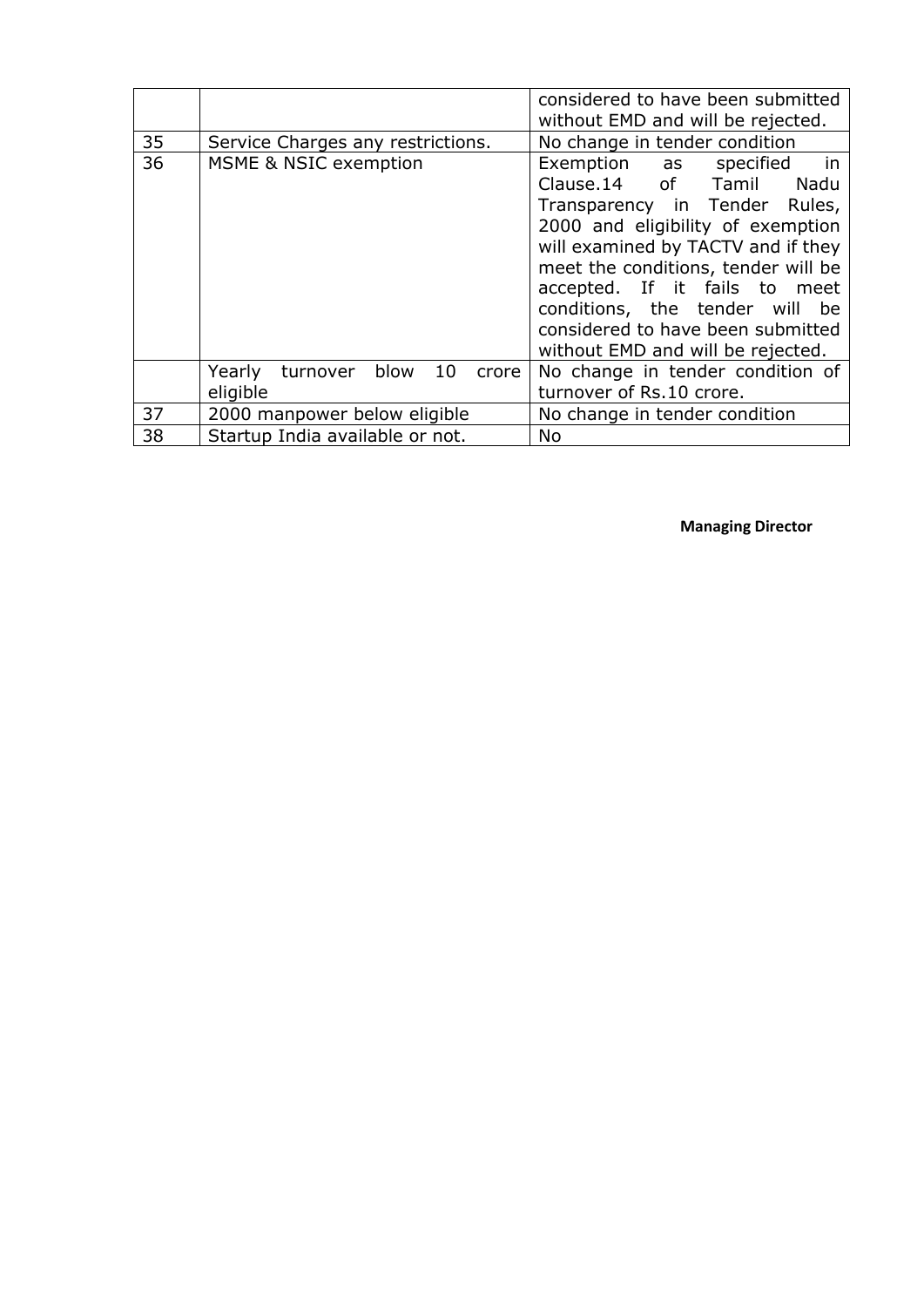| | | |
|---|---|---|
| | | considered to have been submitted without EMD and will be rejected. |
| 35 | Service Charges any restrictions. | No change in tender condition |
| 36 | MSME & NSIC exemption | Exemption as specified in Clause.14 of Tamil Nadu Transparency in Tender Rules, 2000 and eligibility of exemption will examined by TACTV and if they meet the conditions, tender will be accepted. If it fails to meet conditions, the tender will be considered to have been submitted without EMD and will be rejected. |
| | Yearly turnover blow 10 crore eligible | No change in tender condition of turnover of Rs.10 crore. |
| 37 | 2000 manpower below eligible | No change in tender condition |
| 38 | Startup India available or not. | No |

**Managing Director**